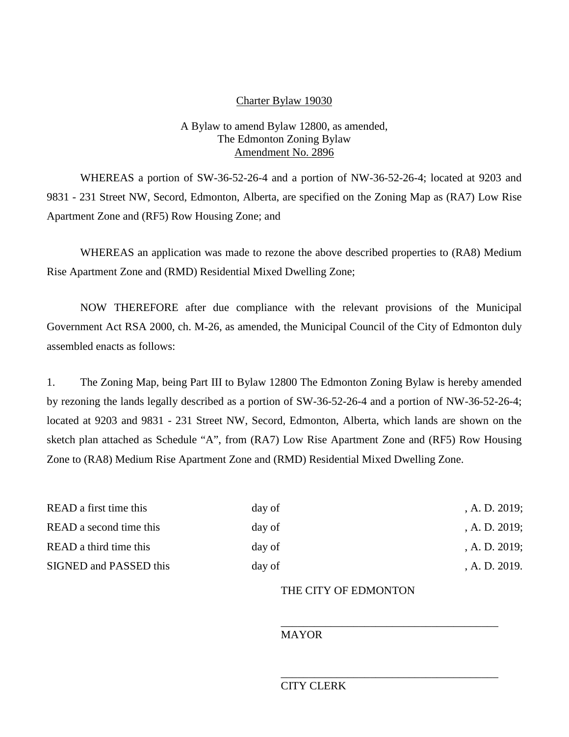<u>Charter Bylaw 19030</u>

A Bylaw to amend Bylaw 12800, as amended,
The Edmonton Zoning Bylaw
<u>Amendment No. 2896</u>

WHEREAS a portion of SW-36-52-26-4 and a portion of NW-36-52-26-4; located at 9203 and 9831 - 231 Street NW, Secord, Edmonton, Alberta, are specified on the Zoning Map as (RA7) Low Rise Apartment Zone and (RF5) Row Housing Zone; and

WHEREAS an application was made to rezone the above described properties to (RA8) Medium Rise Apartment Zone and (RMD) Residential Mixed Dwelling Zone;

NOW THEREFORE after due compliance with the relevant provisions of the Municipal Government Act RSA 2000, ch. M-26, as amended, the Municipal Council of the City of Edmonton duly assembled enacts as follows:

1. The Zoning Map, being Part III to Bylaw 12800 The Edmonton Zoning Bylaw is hereby amended by rezoning the lands legally described as a portion of SW-36-52-26-4 and a portion of NW-36-52-26-4; located at 9203 and 9831 - 231 Street NW, Secord, Edmonton, Alberta, which lands are shown on the sketch plan attached as Schedule "A", from (RA7) Low Rise Apartment Zone and (RF5) Row Housing Zone to (RA8) Medium Rise Apartment Zone and (RMD) Residential Mixed Dwelling Zone.

READ a first time this day of , A. D. 2019;
READ a second time this day of , A. D. 2019;
READ a third time this day of , A. D. 2019;
SIGNED and PASSED this day of , A. D. 2019.

THE CITY OF EDMONTON

_______________________________________
MAYOR

_______________________________________
CITY CLERK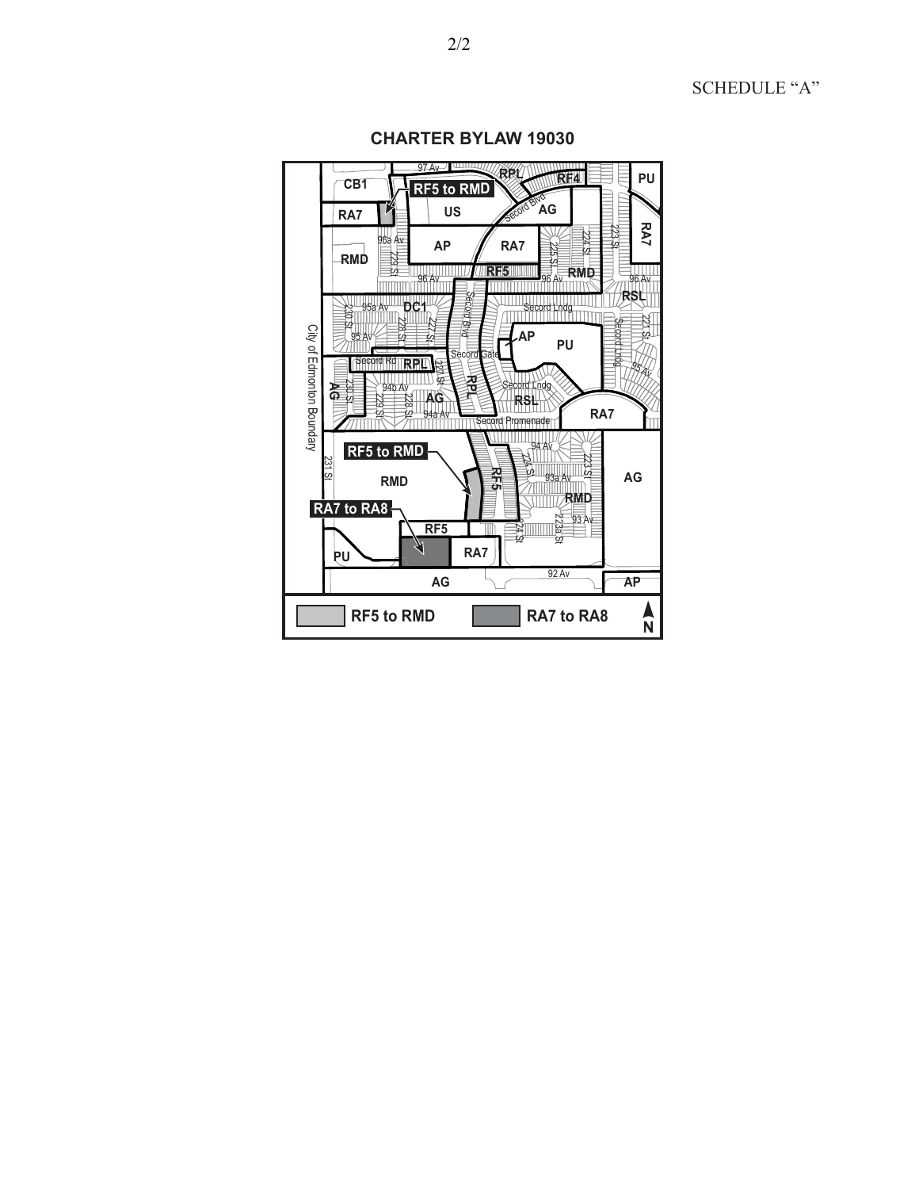SCHEDULE "A"

**CHARTER BYLAW 19030**

97 Av
RPL
RF4
PU
CB1
RF5 to RMD
RA7
US
Secord Blvd
AG
96a Av
AP
RA7
224 St
223 St
RA7
RMD
229 St
225 St
RF5
96 Av
96 Av
RMD
96 Av
RSL
95a Av
DC1
Secord Blvd
Secord Lndg
230 St
228 St
227 St
AP
PU
Secord Lndg
221 St
95 Av
Secord Gate
95 Av
Secord Rd
RPL
227 St
City of Edmonton Boundary
94b Av
RPL
Secord Lndg
AG
230 St
229 St
228 St
AG
RSL
94a Av
Secord Promenade
RA7
RF5 to RMD
94 Av
231 St
224 St
222 St
AG
RF5
93a Av
RMD
RMD
RA7 to RA8
93 Av
RF5
224 St
223a St
PU
RA7
92 Av
AG
AP

RF5 to RMD
RA7 to RA8
N